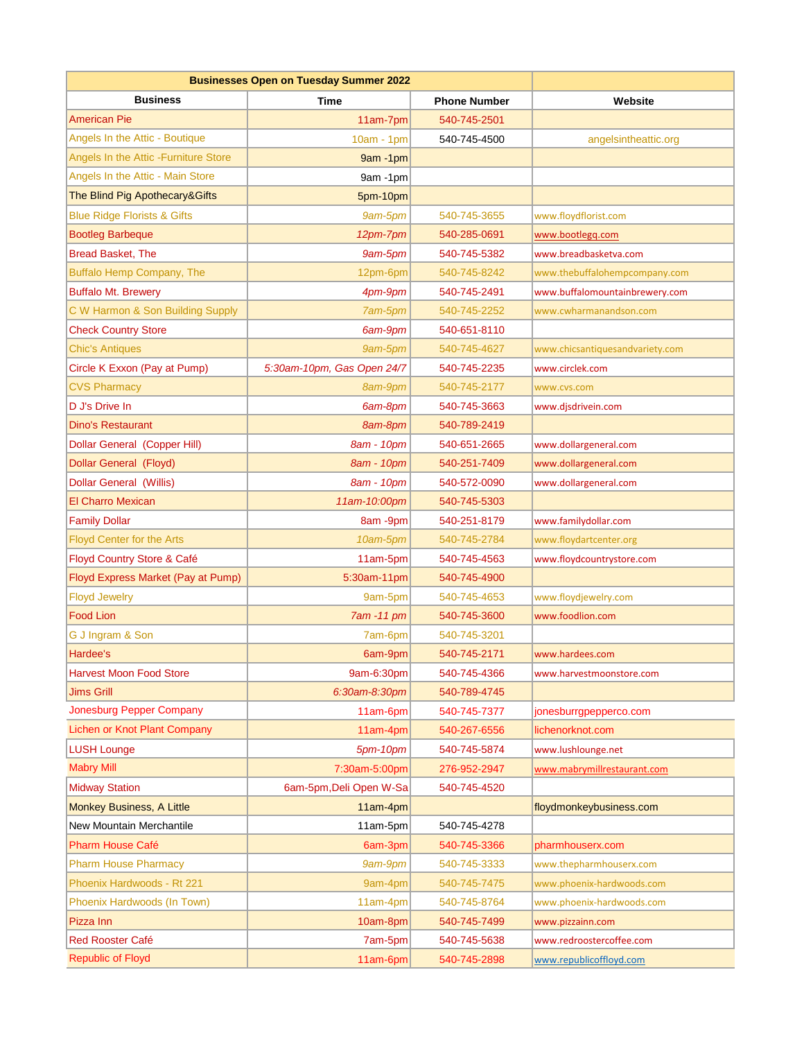| Businesses Open on Tuesday Summer 2022 | | | |
|---|---|---|---|
| Business | Time | Phone Number | Website |
| American Pie | 11am-7pm | 540-745-2501 | |
| Angels In the Attic - Boutique | 10am - 1pm | 540-745-4500 | angelsintheattic.org |
| Angels In the Attic -Furniture Store | 9am -1pm | | |
| Angels In the Attic - Main Store | 9am -1pm | | |
| The Blind Pig Apothecary&Gifts | 5pm-10pm | | |
| Blue Ridge Florists & Gifts | 9am-5pm | 540-745-3655 | www.floydflorist.com |
| Bootleg Barbeque | 12pm-7pm | 540-285-0691 | www.bootlegq.com |
| Bread Basket, The | 9am-5pm | 540-745-5382 | www.breadbasketva.com |
| Buffalo Hemp Company, The | 12pm-6pm | 540-745-8242 | www.thebuffalohempcompany.com |
| Buffalo Mt. Brewery | 4pm-9pm | 540-745-2491 | www.buffalomountainbrewery.com |
| C W Harmon & Son Building Supply | 7am-5pm | 540-745-2252 | www.cwharmanandson.com |
| Check Country Store | 6am-9pm | 540-651-8110 | |
| Chic's Antiques | 9am-5pm | 540-745-4627 | www.chicsantiquesandvariety.com |
| Circle K Exxon (Pay at Pump) | 5:30am-10pm, Gas Open 24/7 | 540-745-2235 | www.circlek.com |
| CVS Pharmacy | 8am-9pm | 540-745-2177 | www.cvs.com |
| D J's Drive In | 6am-8pm | 540-745-3663 | www.djsdrivein.com |
| Dino's Restaurant | 8am-8pm | 540-789-2419 | |
| Dollar General (Copper Hill) | 8am - 10pm | 540-651-2665 | www.dollargeneral.com |
| Dollar General (Floyd) | 8am - 10pm | 540-251-7409 | www.dollargeneral.com |
| Dollar General (Willis) | 8am - 10pm | 540-572-0090 | www.dollargeneral.com |
| El Charro Mexican | 11am-10:00pm | 540-745-5303 | |
| Family Dollar | 8am -9pm | 540-251-8179 | www.familydollar.com |
| Floyd Center for the Arts | 10am-5pm | 540-745-2784 | www.floydartcenter.org |
| Floyd Country Store & Café | 11am-5pm | 540-745-4563 | www.floydcountrystore.com |
| Floyd Express Market (Pay at Pump) | 5:30am-11pm | 540-745-4900 | |
| Floyd Jewelry | 9am-5pm | 540-745-4653 | www.floydjewelry.com |
| Food Lion | 7am -11 pm | 540-745-3600 | www.foodlion.com |
| G J Ingram & Son | 7am-6pm | 540-745-3201 | |
| Hardee's | 6am-9pm | 540-745-2171 | www.hardees.com |
| Harvest Moon Food Store | 9am-6:30pm | 540-745-4366 | www.harvestmoonstore.com |
| Jims Grill | 6:30am-8:30pm | 540-789-4745 | |
| Jonesburg Pepper Company | 11am-6pm | 540-745-7377 | jonesburrgpepperco.com |
| Lichen or Knot Plant Company | 11am-4pm | 540-267-6556 | lichenorknot.com |
| LUSH Lounge | 5pm-10pm | 540-745-5874 | www.lushlounge.net |
| Mabry Mill | 7:30am-5:00pm | 276-952-2947 | www.mabrymillrestaurant.com |
| Midway Station | 6am-5pm,Deli Open W-Sa | 540-745-4520 | |
| Monkey Business, A Little | 11am-4pm | | floydmonkeybusiness.com |
| New Mountain Merchantile | 11am-5pm | 540-745-4278 | |
| Pharm House Café | 6am-3pm | 540-745-3366 | pharmhouserx.com |
| Pharm House Pharmacy | 9am-9pm | 540-745-3333 | www.thepharmhouserx.com |
| Phoenix Hardwoods - Rt 221 | 9am-4pm | 540-745-7475 | www.phoenix-hardwoods.com |
| Phoenix Hardwoods (In Town) | 11am-4pm | 540-745-8764 | www.phoenix-hardwoods.com |
| Pizza Inn | 10am-8pm | 540-745-7499 | www.pizzainn.com |
| Red Rooster Café | 7am-5pm | 540-745-5638 | www.redroostercoffee.com |
| Republic of Floyd | 11am-6pm | 540-745-2898 | www.republicoffloyd.com |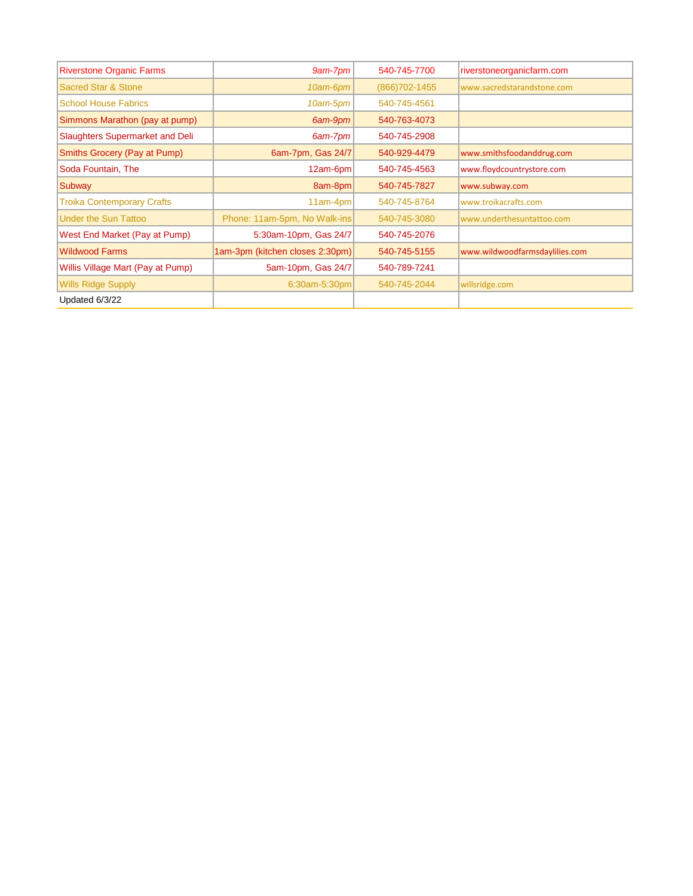| | | | |
|---|---|---|---|
| Riverstone Organic Farms | *9am-7pm* | 540-745-7700 | riverstoneorganicfarm.com |
| Sacred Star & Stone | *10am-6pm* | (866)702-1455 | www.sacredstarandstone.com |
| School House Fabrics | *10am-5pm* | 540-745-4561 | |
| Simmons Marathon (pay at pump) | *6am-9pm* | 540-763-4073 | |
| Slaughters Supermarket and Deli | *6am-7pm* | 540-745-2908 | |
| Smiths Grocery (Pay at Pump) | 6am-7pm, Gas 24/7 | 540-929-4479 | www.smithsfoodanddrug.com |
| Soda Fountain, The | 12am-6pm | 540-745-4563 | www.floydcountrystore.com |
| Subway | 8am-8pm | 540-745-7827 | www.subway.com |
| Troika Contemporary Crafts | 11am-4pm | 540-745-8764 | www.troikacrafts.com |
| Under the Sun Tattoo | Phone: 11am-5pm, No Walk-ins | 540-745-3080 | www.underthesuntattoo.com |
| West End Market (Pay at Pump) | 5:30am-10pm, Gas 24/7 | 540-745-2076 | |
| Wildwood Farms | 1am-3pm (kitchen closes 2:30pm) | 540-745-5155 | www.wildwoodfarmsdaylilies.com |
| Willis Village Mart (Pay at Pump) | 5am-10pm, Gas 24/7 | 540-789-7241 | |
| Wills Ridge Supply | 6:30am-5:30pm | 540-745-2044 | willsridge.com |
| Updated 6/3/22 | | | |